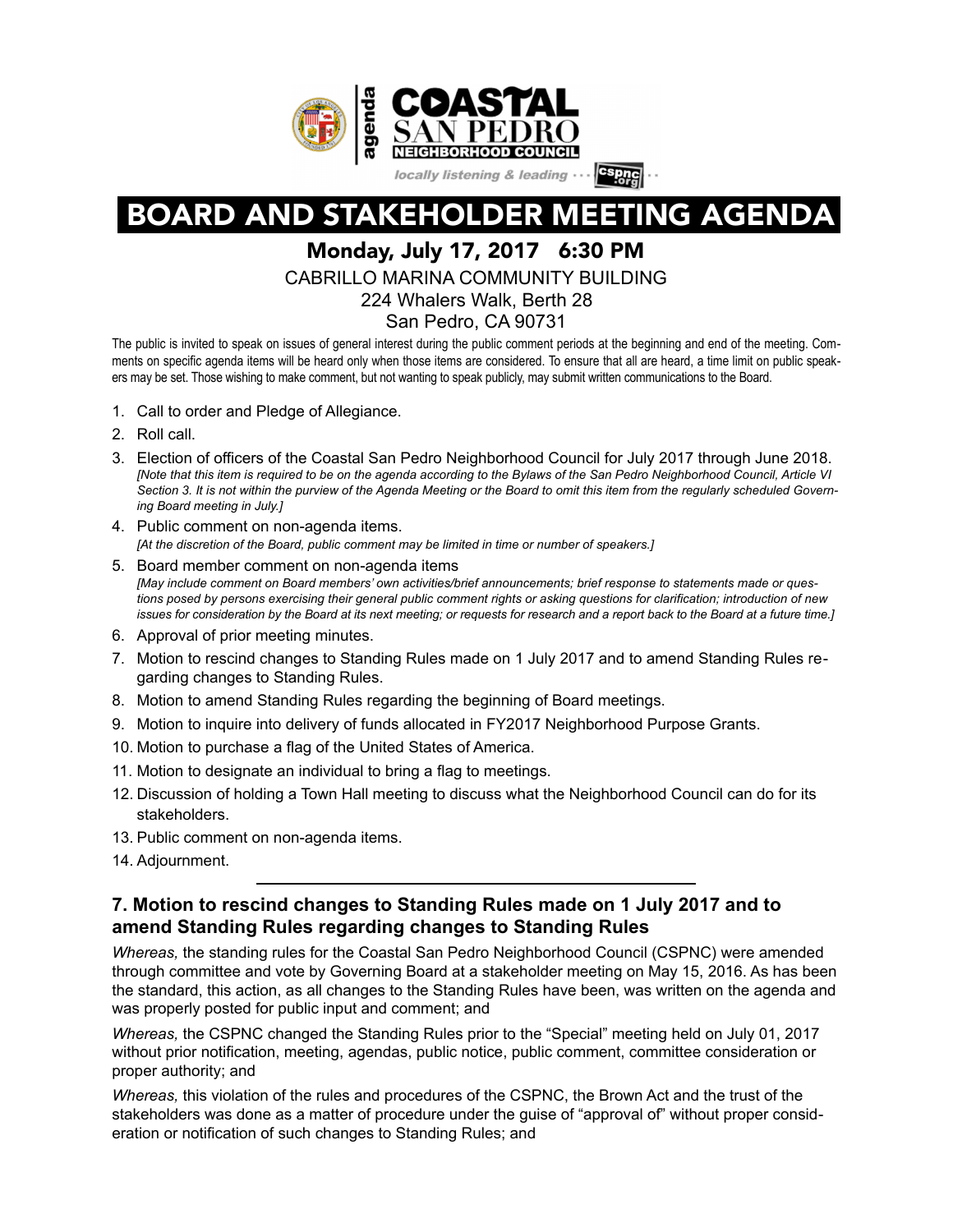agenda

# COASTAL SAN PEDRO NEIGHBORHOOD COUNCIL

*locally listening & leading ··· cspnc.org ··*

# BOARD AND STAKEHOLDER MEETING AGENDA

## Monday, July 17, 2017 6:30 PM

CABRILLO MARINA COMMUNITY BUILDING
224 Whalers Walk, Berth 28
San Pedro, CA 90731

The public is invited to speak on issues of general interest during the public comment periods at the beginning and end of the meeting. Comments on specific agenda items will be heard only when those items are considered. To ensure that all are heard, a time limit on public speakers may be set. Those wishing to make comment, but not wanting to speak publicly, may submit written communications to the Board.

1. Call to order and Pledge of Allegiance.
2. Roll call.
3. Election of officers of the Coastal San Pedro Neighborhood Council for July 2017 through June 2018.
   *[Note that this item is required to be on the agenda according to the Bylaws of the San Pedro Neighborhood Council, Article VI Section 3. It is not within the purview of the Agenda Meeting or the Board to omit this item from the regularly scheduled Governing Board meeting in July.]*
4. Public comment on non-agenda items.
   *[At the discretion of the Board, public comment may be limited in time or number of speakers.]*
5. Board member comment on non-agenda items
   *[May include comment on Board members' own activities/brief announcements; brief response to statements made or questions posed by persons exercising their general public comment rights or asking questions for clarification; introduction of new issues for consideration by the Board at its next meeting; or requests for research and a report back to the Board at a future time.]*
6. Approval of prior meeting minutes.
7. Motion to rescind changes to Standing Rules made on 1 July 2017 and to amend Standing Rules regarding changes to Standing Rules.
8. Motion to amend Standing Rules regarding the beginning of Board meetings.
9. Motion to inquire into delivery of funds allocated in FY2017 Neighborhood Purpose Grants.
10. Motion to purchase a flag of the United States of America.
11. Motion to designate an individual to bring a flag to meetings.
12. Discussion of holding a Town Hall meeting to discuss what the Neighborhood Council can do for its stakeholders.
13. Public comment on non-agenda items.
14. Adjournment.

---

### 7. Motion to rescind changes to Standing Rules made on 1 July 2017 and to amend Standing Rules regarding changes to Standing Rules

*Whereas,* the standing rules for the Coastal San Pedro Neighborhood Council (CSPNC) were amended through committee and vote by Governing Board at a stakeholder meeting on May 15, 2016. As has been the standard, this action, as all changes to the Standing Rules have been, was written on the agenda and was properly posted for public input and comment; and

*Whereas,* the CSPNC changed the Standing Rules prior to the "Special" meeting held on July 01, 2017 without prior notification, meeting, agendas, public notice, public comment, committee consideration or proper authority; and

*Whereas,* this violation of the rules and procedures of the CSPNC, the Brown Act and the trust of the stakeholders was done as a matter of procedure under the guise of "approval of" without proper consideration or notification of such changes to Standing Rules; and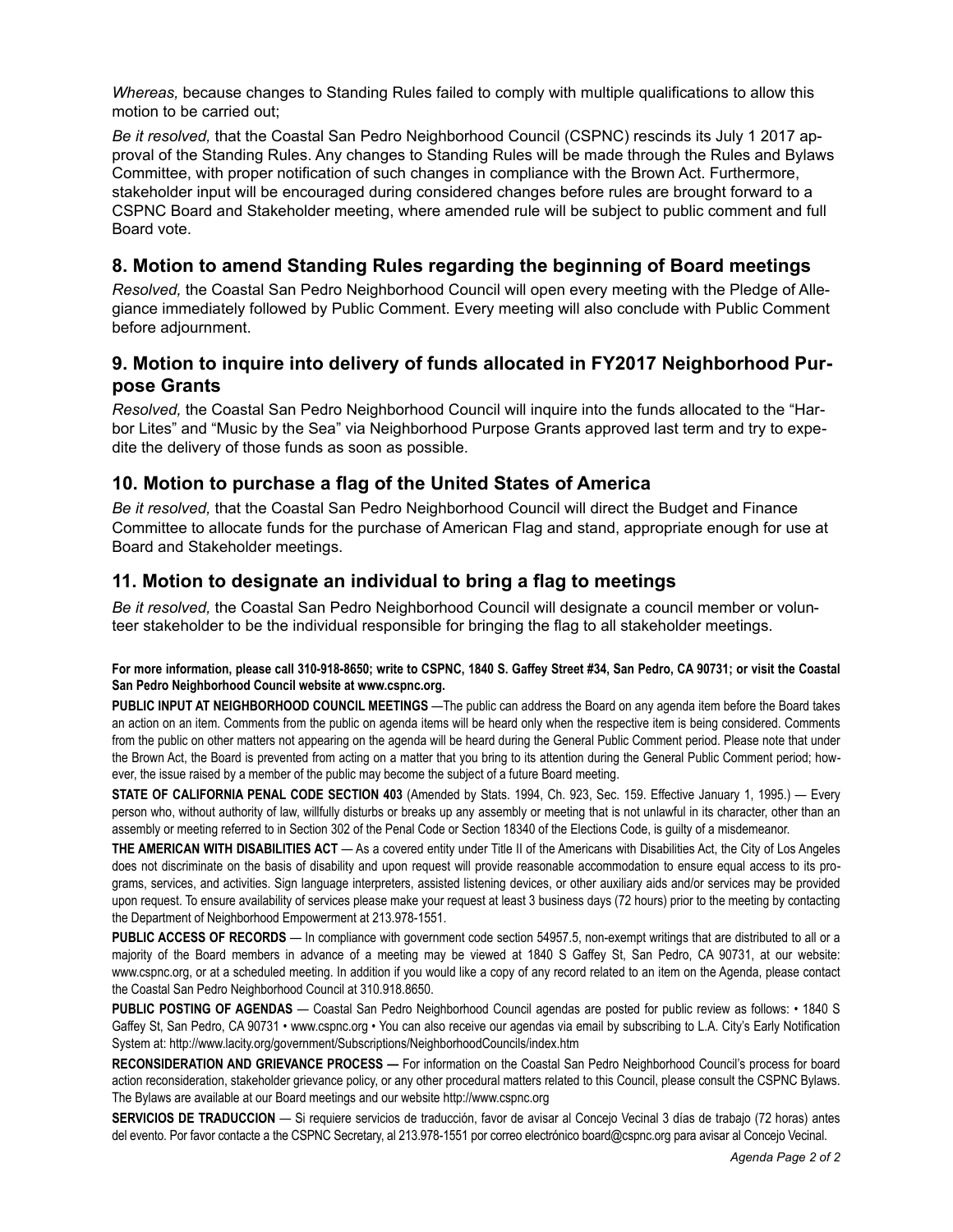*Whereas,* because changes to Standing Rules failed to comply with multiple qualifications to allow this motion to be carried out;

*Be it resolved,* that the Coastal San Pedro Neighborhood Council (CSPNC) rescinds its July 1 2017 approval of the Standing Rules. Any changes to Standing Rules will be made through the Rules and Bylaws Committee, with proper notification of such changes in compliance with the Brown Act. Furthermore, stakeholder input will be encouraged during considered changes before rules are brought forward to a CSPNC Board and Stakeholder meeting, where amended rule will be subject to public comment and full Board vote.

## 8. Motion to amend Standing Rules regarding the beginning of Board meetings

*Resolved,* the Coastal San Pedro Neighborhood Council will open every meeting with the Pledge of Allegiance immediately followed by Public Comment. Every meeting will also conclude with Public Comment before adjournment.

## 9. Motion to inquire into delivery of funds allocated in FY2017 Neighborhood Purpose Grants

*Resolved,* the Coastal San Pedro Neighborhood Council will inquire into the funds allocated to the "Harbor Lites" and "Music by the Sea" via Neighborhood Purpose Grants approved last term and try to expedite the delivery of those funds as soon as possible.

## 10. Motion to purchase a flag of the United States of America

*Be it resolved,* that the Coastal San Pedro Neighborhood Council will direct the Budget and Finance Committee to allocate funds for the purchase of American Flag and stand, appropriate enough for use at Board and Stakeholder meetings.

## 11. Motion to designate an individual to bring a flag to meetings

*Be it resolved,* the Coastal San Pedro Neighborhood Council will designate a council member or volunteer stakeholder to be the individual responsible for bringing the flag to all stakeholder meetings.

**For more information, please call 310-918-8650; write to CSPNC, 1840 S. Gaffey Street #34, San Pedro, CA 90731; or visit the Coastal San Pedro Neighborhood Council website at www.cspnc.org.**

**PUBLIC INPUT AT NEIGHBORHOOD COUNCIL MEETINGS** —The public can address the Board on any agenda item before the Board takes an action on an item. Comments from the public on agenda items will be heard only when the respective item is being considered. Comments from the public on other matters not appearing on the agenda will be heard during the General Public Comment period. Please note that under the Brown Act, the Board is prevented from acting on a matter that you bring to its attention during the General Public Comment period; however, the issue raised by a member of the public may become the subject of a future Board meeting.

**STATE OF CALIFORNIA PENAL CODE SECTION 403** (Amended by Stats. 1994, Ch. 923, Sec. 159. Effective January 1, 1995.) — Every person who, without authority of law, willfully disturbs or breaks up any assembly or meeting that is not unlawful in its character, other than an assembly or meeting referred to in Section 302 of the Penal Code or Section 18340 of the Elections Code, is guilty of a misdemeanor.

**THE AMERICAN WITH DISABILITIES ACT** — As a covered entity under Title II of the Americans with Disabilities Act, the City of Los Angeles does not discriminate on the basis of disability and upon request will provide reasonable accommodation to ensure equal access to its programs, services, and activities. Sign language interpreters, assisted listening devices, or other auxiliary aids and/or services may be provided upon request. To ensure availability of services please make your request at least 3 business days (72 hours) prior to the meeting by contacting the Department of Neighborhood Empowerment at 213.978-1551.

**PUBLIC ACCESS OF RECORDS** — In compliance with government code section 54957.5, non-exempt writings that are distributed to all or a majority of the Board members in advance of a meeting may be viewed at 1840 S Gaffey St, San Pedro, CA 90731, at our website: www.cspnc.org, or at a scheduled meeting. In addition if you would like a copy of any record related to an item on the Agenda, please contact the Coastal San Pedro Neighborhood Council at 310.918.8650.

**PUBLIC POSTING OF AGENDAS** — Coastal San Pedro Neighborhood Council agendas are posted for public review as follows: • 1840 S Gaffey St, San Pedro, CA 90731 • www.cspnc.org • You can also receive our agendas via email by subscribing to L.A. City's Early Notification System at: http://www.lacity.org/government/Subscriptions/NeighborhoodCouncils/index.htm

**RECONSIDERATION AND GRIEVANCE PROCESS —** For information on the Coastal San Pedro Neighborhood Council's process for board action reconsideration, stakeholder grievance policy, or any other procedural matters related to this Council, please consult the CSPNC Bylaws. The Bylaws are available at our Board meetings and our website http://www.cspnc.org

**SERVICIOS DE TRADUCCION** — Si requiere servicios de traducción, favor de avisar al Concejo Vecinal 3 días de trabajo (72 horas) antes del evento. Por favor contacte a the CSPNC Secretary, al 213.978-1551 por correo electrónico board@cspnc.org para avisar al Concejo Vecinal.